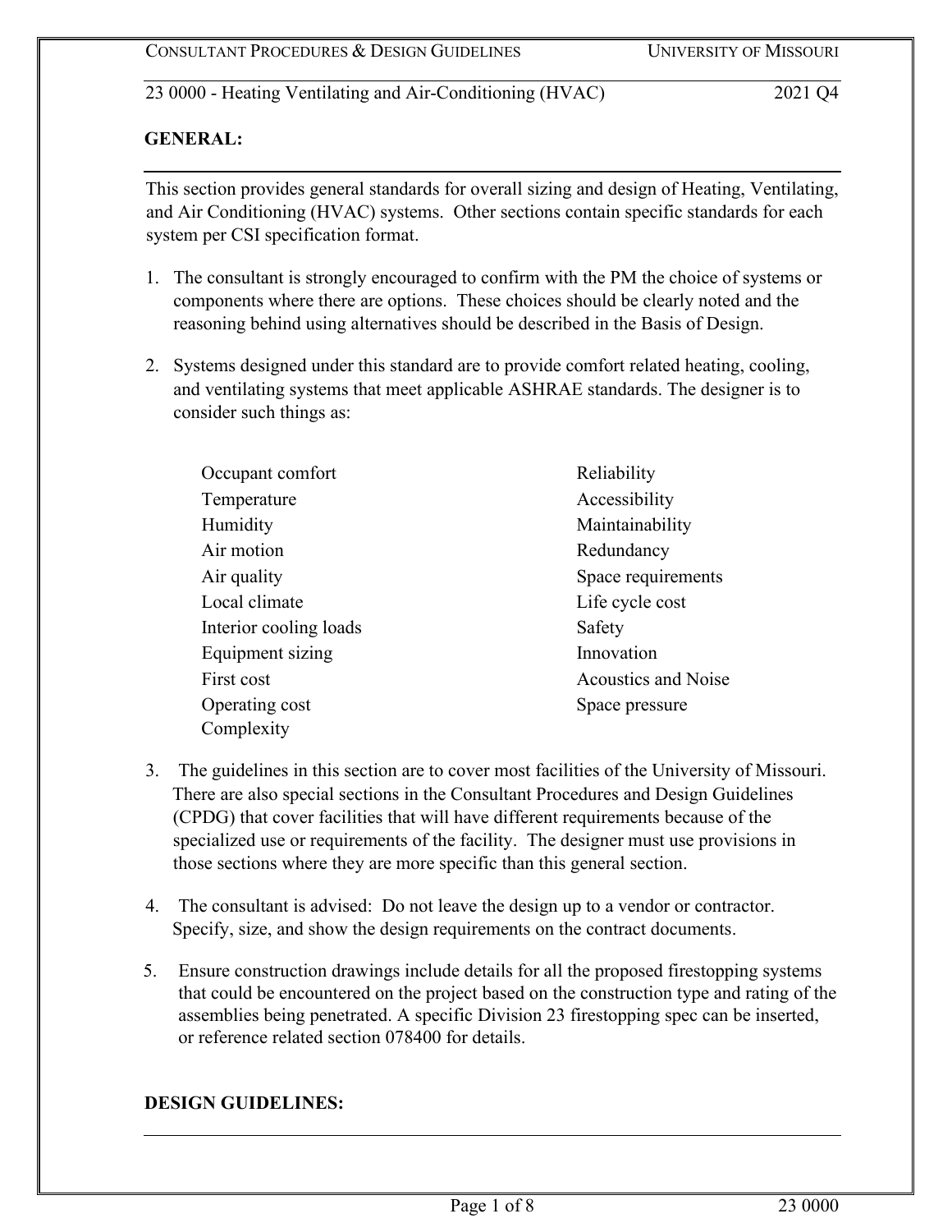# 23 0000 - Heating Ventilating and Air-Conditioning (HVAC)

## GENERAL:

This section provides general standards for overall sizing and design of Heating, Ventilating, and Air Conditioning (HVAC) systems. Other sections contain specific standards for each system per CSI specification format.

1. The consultant is strongly encouraged to confirm with the PM the choice of systems or components where there are options. These choices should be clearly noted and the reasoning behind using alternatives should be described in the Basis of Design.

2. Systems designed under this standard are to provide comfort related heating, cooling, and ventilating systems that meet applicable ASHRAE standards. The designer is to consider such things as:

   - Occupant comfort
   - Temperature
   - Humidity
   - Air motion
   - Air quality
   - Local climate
   - Interior cooling loads
   - Equipment sizing
   - First cost
   - Operating cost
   - Complexity
   - Reliability
   - Accessibility
   - Maintainability
   - Redundancy
   - Space requirements
   - Life cycle cost
   - Safety
   - Innovation
   - Acoustics and Noise
   - Space pressure

3. The guidelines in this section are to cover most facilities of the University of Missouri. There are also special sections in the Consultant Procedures and Design Guidelines (CPDG) that cover facilities that will have different requirements because of the specialized use or requirements of the facility. The designer must use provisions in those sections where they are more specific than this general section.

4. The consultant is advised: Do not leave the design up to a vendor or contractor. Specify, size, and show the design requirements on the contract documents.

5. Ensure construction drawings include details for all the proposed firestopping systems that could be encountered on the project based on the construction type and rating of the assemblies being penetrated. A specific Division 23 firestopping spec can be inserted, or reference related section 078400 for details.

## DESIGN GUIDELINES: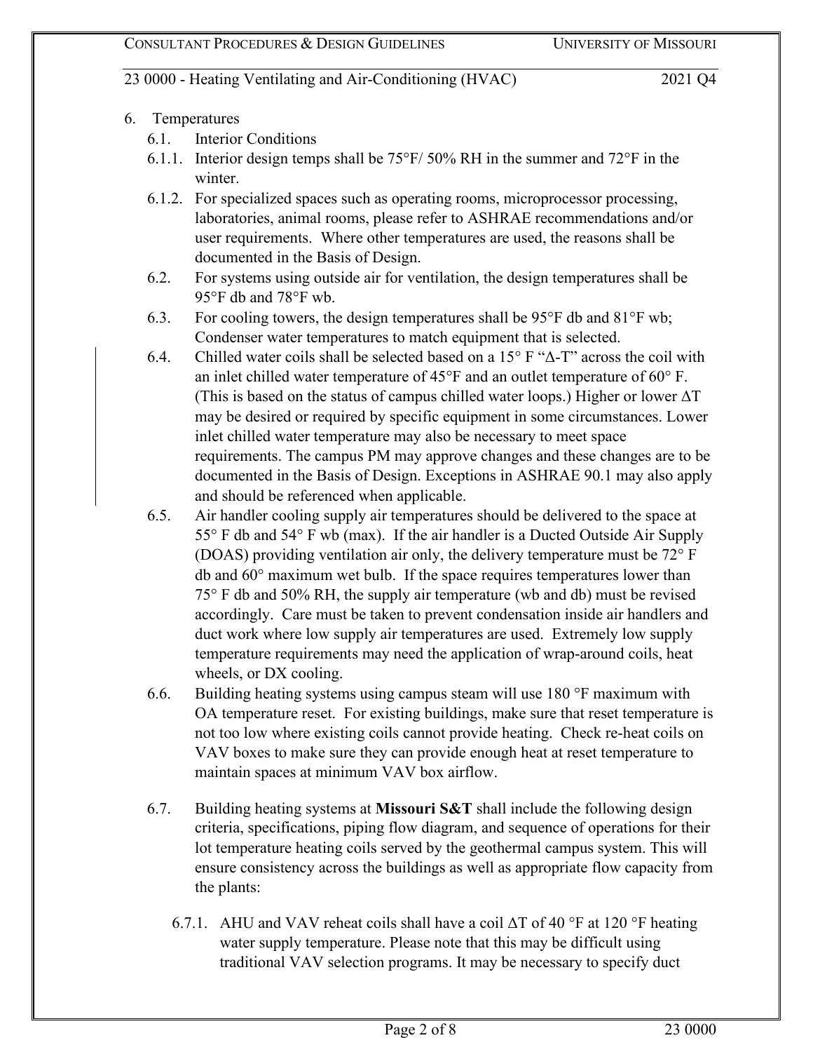6. Temperatures
   - 6.1. Interior Conditions
   - 6.1.1. Interior design temps shall be 75°F/ 50% RH in the summer and 72°F in the winter.
   - 6.1.2. For specialized spaces such as operating rooms, microprocessor processing, laboratories, animal rooms, please refer to ASHRAE recommendations and/or user requirements. Where other temperatures are used, the reasons shall be documented in the Basis of Design.
   - 6.2. For systems using outside air for ventilation, the design temperatures shall be 95°F db and 78°F wb.
   - 6.3. For cooling towers, the design temperatures shall be 95°F db and 81°F wb; Condenser water temperatures to match equipment that is selected.
   - 6.4. Chilled water coils shall be selected based on a 15° F "Δ-T" across the coil with an inlet chilled water temperature of 45°F and an outlet temperature of 60° F. (This is based on the status of campus chilled water loops.) Higher or lower ΔT may be desired or required by specific equipment in some circumstances. Lower inlet chilled water temperature may also be necessary to meet space requirements. The campus PM may approve changes and these changes are to be documented in the Basis of Design. Exceptions in ASHRAE 90.1 may also apply and should be referenced when applicable.
   - 6.5. Air handler cooling supply air temperatures should be delivered to the space at 55° F db and 54° F wb (max). If the air handler is a Ducted Outside Air Supply (DOAS) providing ventilation air only, the delivery temperature must be 72° F db and 60° maximum wet bulb. If the space requires temperatures lower than 75° F db and 50% RH, the supply air temperature (wb and db) must be revised accordingly. Care must be taken to prevent condensation inside air handlers and duct work where low supply air temperatures are used. Extremely low supply temperature requirements may need the application of wrap-around coils, heat wheels, or DX cooling.
   - 6.6. Building heating systems using campus steam will use 180 °F maximum with OA temperature reset. For existing buildings, make sure that reset temperature is not too low where existing coils cannot provide heating. Check re-heat coils on VAV boxes to make sure they can provide enough heat at reset temperature to maintain spaces at minimum VAV box airflow.
   - 6.7. Building heating systems at **Missouri S&T** shall include the following design criteria, specifications, piping flow diagram, and sequence of operations for their lot temperature heating coils served by the geothermal campus system. This will ensure consistency across the buildings as well as appropriate flow capacity from the plants:
     - 6.7.1. AHU and VAV reheat coils shall have a coil ΔT of 40 °F at 120 °F heating water supply temperature. Please note that this may be difficult using traditional VAV selection programs. It may be necessary to specify duct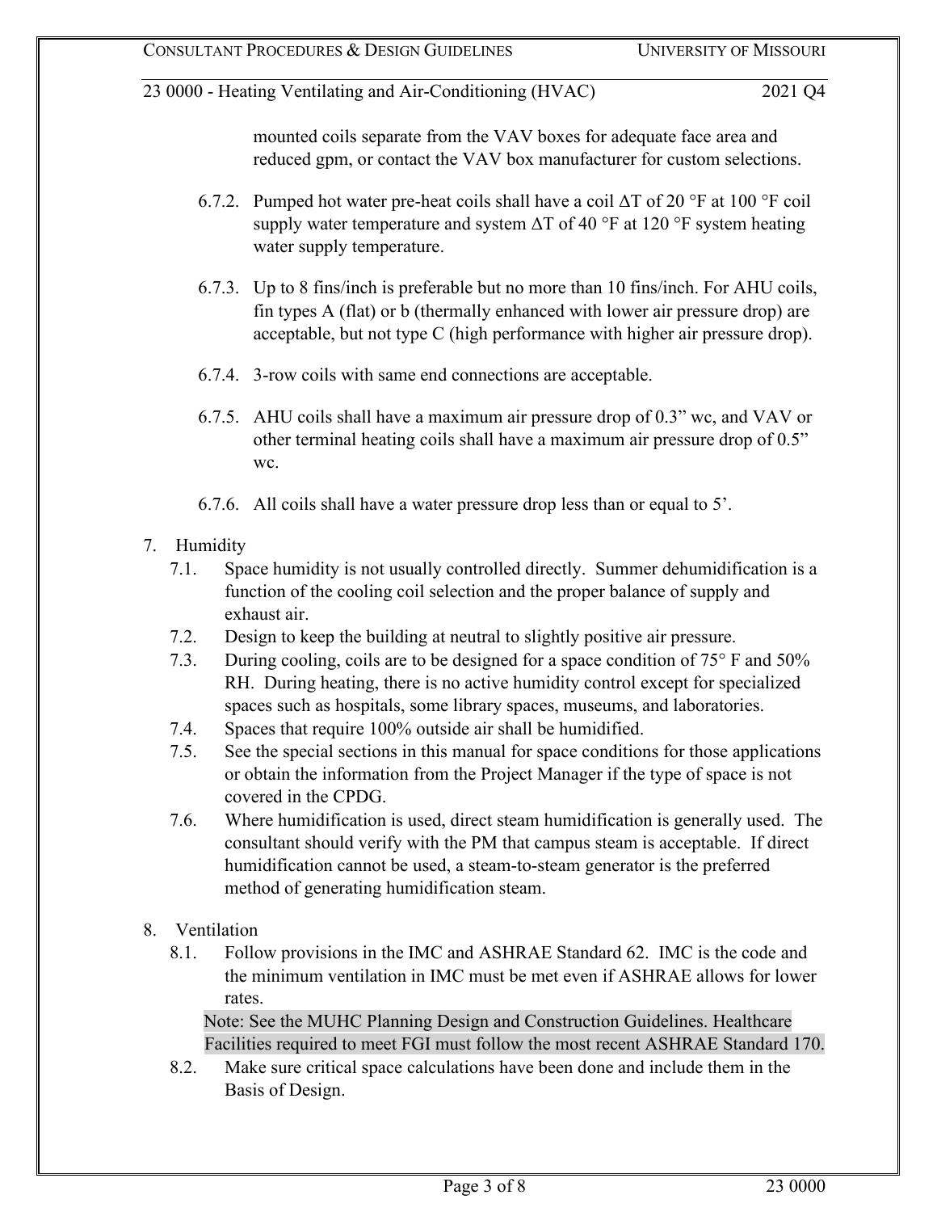mounted coils separate from the VAV boxes for adequate face area and reduced gpm, or contact the VAV box manufacturer for custom selections.

6.7.2. Pumped hot water pre-heat coils shall have a coil ΔT of 20 °F at 100 °F coil supply water temperature and system ΔT of 40 °F at 120 °F system heating water supply temperature.

6.7.3. Up to 8 fins/inch is preferable but no more than 10 fins/inch. For AHU coils, fin types A (flat) or b (thermally enhanced with lower air pressure drop) are acceptable, but not type C (high performance with higher air pressure drop).

6.7.4. 3-row coils with same end connections are acceptable.

6.7.5. AHU coils shall have a maximum air pressure drop of 0.3" wc, and VAV or other terminal heating coils shall have a maximum air pressure drop of 0.5" wc.

6.7.6. All coils shall have a water pressure drop less than or equal to 5'.

7. Humidity

7.1. Space humidity is not usually controlled directly. Summer dehumidification is a function of the cooling coil selection and the proper balance of supply and exhaust air.

7.2. Design to keep the building at neutral to slightly positive air pressure.

7.3. During cooling, coils are to be designed for a space condition of 75° F and 50% RH. During heating, there is no active humidity control except for specialized spaces such as hospitals, some library spaces, museums, and laboratories.

7.4. Spaces that require 100% outside air shall be humidified.

7.5. See the special sections in this manual for space conditions for those applications or obtain the information from the Project Manager if the type of space is not covered in the CPDG.

7.6. Where humidification is used, direct steam humidification is generally used. The consultant should verify with the PM that campus steam is acceptable. If direct humidification cannot be used, a steam-to-steam generator is the preferred method of generating humidification steam.

8. Ventilation

8.1. Follow provisions in the IMC and ASHRAE Standard 62. IMC is the code and the minimum ventilation in IMC must be met even if ASHRAE allows for lower rates.

Note: See the MUHC Planning Design and Construction Guidelines. Healthcare Facilities required to meet FGI must follow the most recent ASHRAE Standard 170.

8.2. Make sure critical space calculations have been done and include them in the Basis of Design.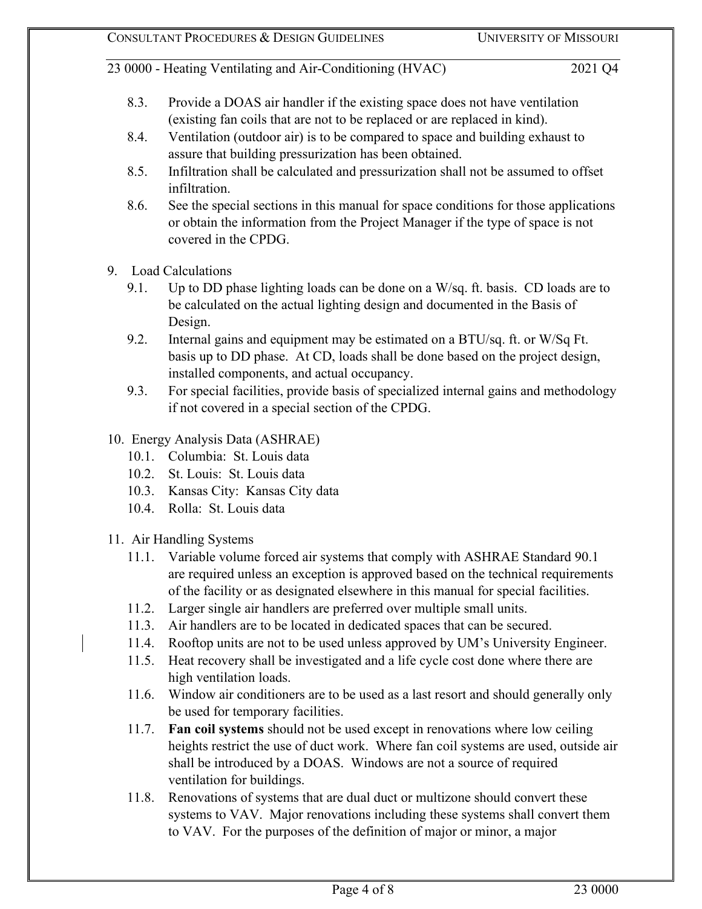8.3. Provide a DOAS air handler if the existing space does not have ventilation (existing fan coils that are not to be replaced or are replaced in kind).

8.4. Ventilation (outdoor air) is to be compared to space and building exhaust to assure that building pressurization has been obtained.

8.5. Infiltration shall be calculated and pressurization shall not be assumed to offset infiltration.

8.6. See the special sections in this manual for space conditions for those applications or obtain the information from the Project Manager if the type of space is not covered in the CPDG.

9. Load Calculations

9.1. Up to DD phase lighting loads can be done on a W/sq. ft. basis. CD loads are to be calculated on the actual lighting design and documented in the Basis of Design.

9.2. Internal gains and equipment may be estimated on a BTU/sq. ft. or W/Sq Ft. basis up to DD phase. At CD, loads shall be done based on the project design, installed components, and actual occupancy.

9.3. For special facilities, provide basis of specialized internal gains and methodology if not covered in a special section of the CPDG.

10. Energy Analysis Data (ASHRAE)

10.1. Columbia: St. Louis data

10.2. St. Louis: St. Louis data

10.3. Kansas City: Kansas City data

10.4. Rolla: St. Louis data

11. Air Handling Systems

11.1. Variable volume forced air systems that comply with ASHRAE Standard 90.1 are required unless an exception is approved based on the technical requirements of the facility or as designated elsewhere in this manual for special facilities.

11.2. Larger single air handlers are preferred over multiple small units.

11.3. Air handlers are to be located in dedicated spaces that can be secured.

11.4. Rooftop units are not to be used unless approved by UM's University Engineer.

11.5. Heat recovery shall be investigated and a life cycle cost done where there are high ventilation loads.

11.6. Window air conditioners are to be used as a last resort and should generally only be used for temporary facilities.

11.7. **Fan coil systems** should not be used except in renovations where low ceiling heights restrict the use of duct work. Where fan coil systems are used, outside air shall be introduced by a DOAS. Windows are not a source of required ventilation for buildings.

11.8. Renovations of systems that are dual duct or multizone should convert these systems to VAV. Major renovations including these systems shall convert them to VAV. For the purposes of the definition of major or minor, a major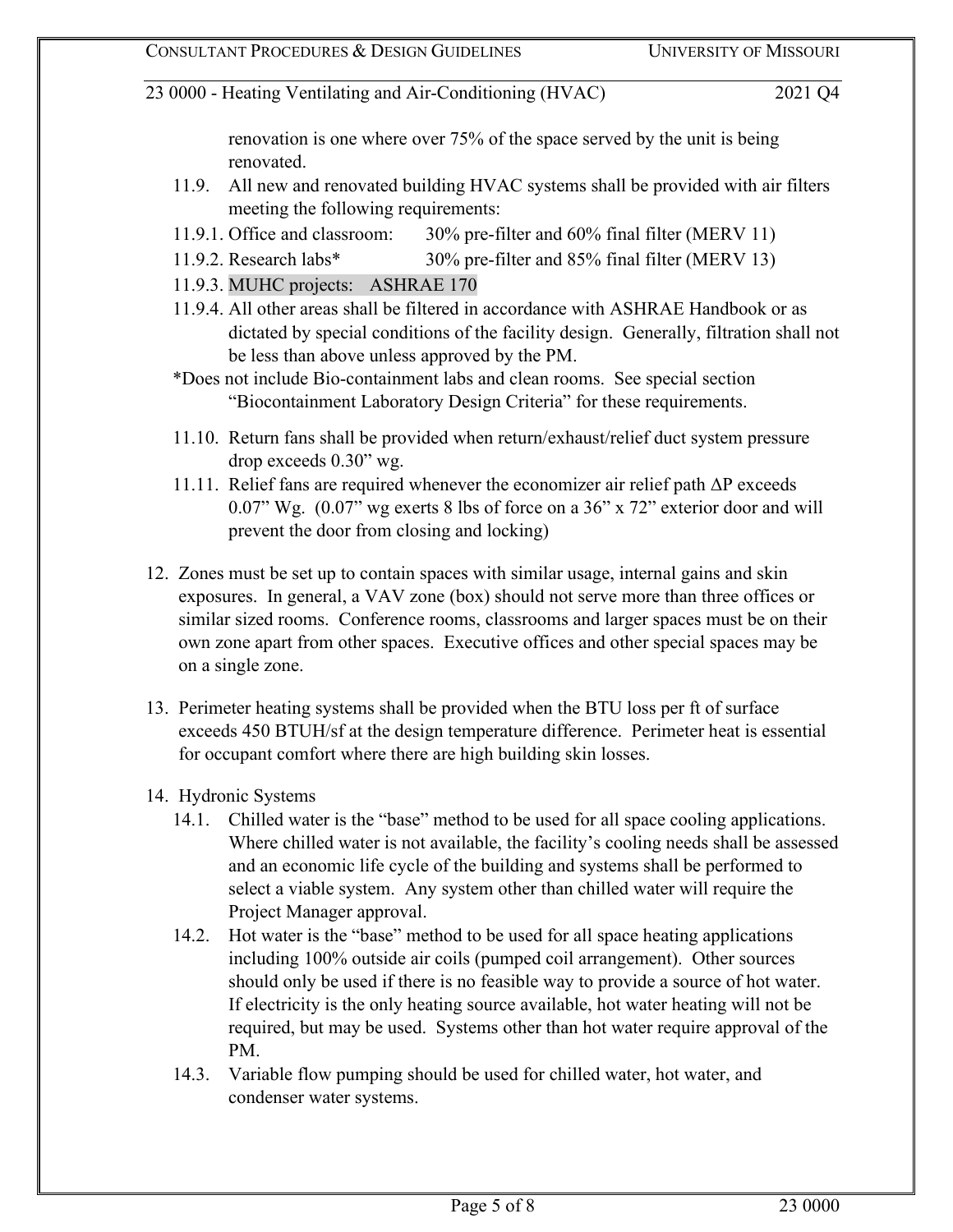renovation is one where over 75% of the space served by the unit is being renovated.

11.9. All new and renovated building HVAC systems shall be provided with air filters meeting the following requirements:

11.9.1. Office and classroom: 30% pre-filter and 60% final filter (MERV 11)

11.9.2. Research labs* 30% pre-filter and 85% final filter (MERV 13)

11.9.3. MUHC projects: ASHRAE 170

11.9.4. All other areas shall be filtered in accordance with ASHRAE Handbook or as dictated by special conditions of the facility design. Generally, filtration shall not be less than above unless approved by the PM.

*Does not include Bio-containment labs and clean rooms. See special section "Biocontainment Laboratory Design Criteria" for these requirements.

11.10. Return fans shall be provided when return/exhaust/relief duct system pressure drop exceeds 0.30" wg.

11.11. Relief fans are required whenever the economizer air relief path $\Delta P$ exceeds 0.07" Wg. (0.07" wg exerts 8 lbs of force on a 36" x 72" exterior door and will prevent the door from closing and locking)

12. Zones must be set up to contain spaces with similar usage, internal gains and skin exposures. In general, a VAV zone (box) should not serve more than three offices or similar sized rooms. Conference rooms, classrooms and larger spaces must be on their own zone apart from other spaces. Executive offices and other special spaces may be on a single zone.

13. Perimeter heating systems shall be provided when the BTU loss per ft of surface exceeds 450 BTUH/sf at the design temperature difference. Perimeter heat is essential for occupant comfort where there are high building skin losses.

14. Hydronic Systems

14.1. Chilled water is the "base" method to be used for all space cooling applications. Where chilled water is not available, the facility's cooling needs shall be assessed and an economic life cycle of the building and systems shall be performed to select a viable system. Any system other than chilled water will require the Project Manager approval.

14.2. Hot water is the "base" method to be used for all space heating applications including 100% outside air coils (pumped coil arrangement). Other sources should only be used if there is no feasible way to provide a source of hot water. If electricity is the only heating source available, hot water heating will not be required, but may be used. Systems other than hot water require approval of the PM.

14.3. Variable flow pumping should be used for chilled water, hot water, and condenser water systems.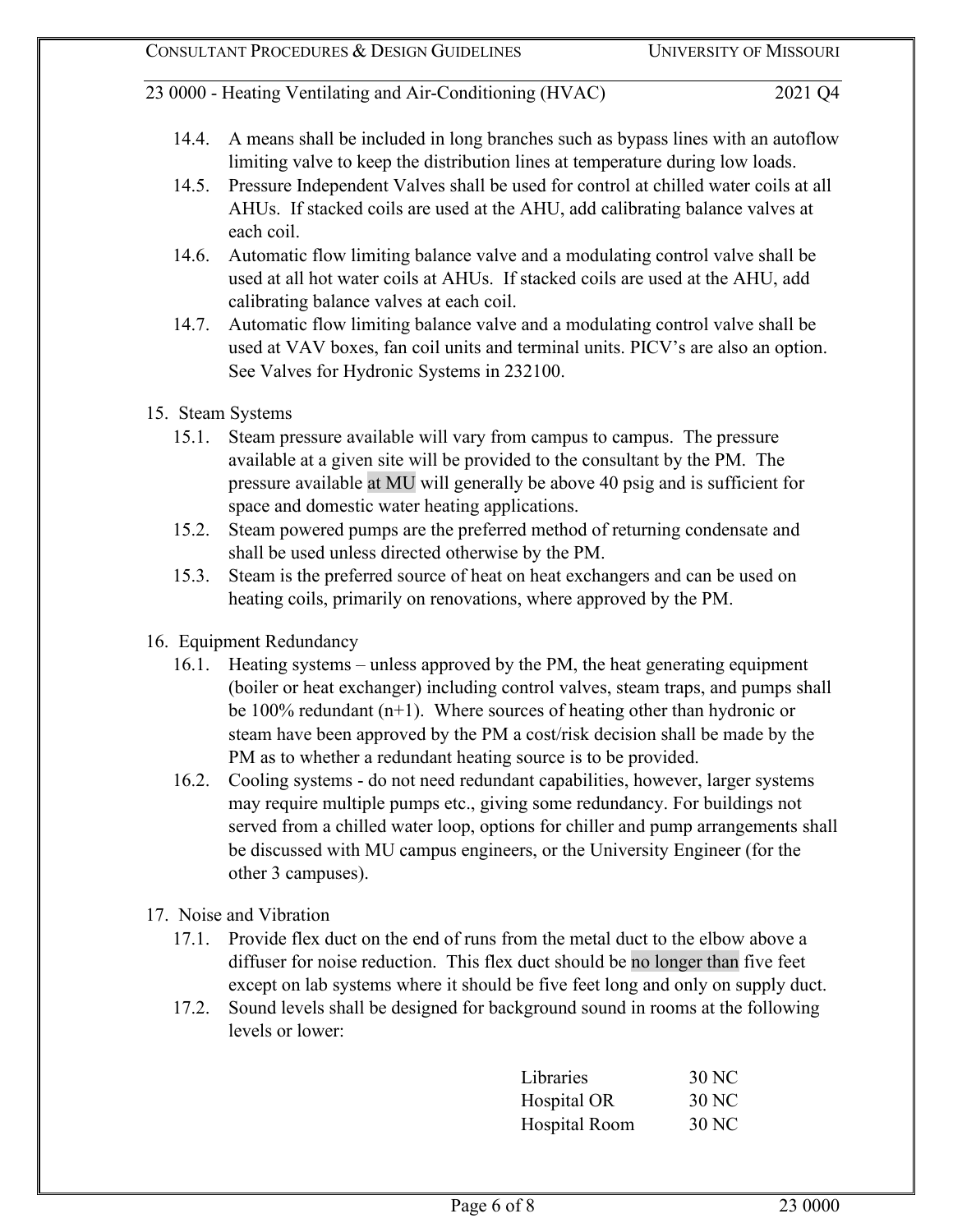14.4. A means shall be included in long branches such as bypass lines with an autoflow limiting valve to keep the distribution lines at temperature during low loads.

14.5. Pressure Independent Valves shall be used for control at chilled water coils at all AHUs. If stacked coils are used at the AHU, add calibrating balance valves at each coil.

14.6. Automatic flow limiting balance valve and a modulating control valve shall be used at all hot water coils at AHUs. If stacked coils are used at the AHU, add calibrating balance valves at each coil.

14.7. Automatic flow limiting balance valve and a modulating control valve shall be used at VAV boxes, fan coil units and terminal units. PICV's are also an option. See Valves for Hydronic Systems in 232100.

15. Steam Systems

15.1. Steam pressure available will vary from campus to campus. The pressure available at a given site will be provided to the consultant by the PM. The pressure available at MU will generally be above 40 psig and is sufficient for space and domestic water heating applications.

15.2. Steam powered pumps are the preferred method of returning condensate and shall be used unless directed otherwise by the PM.

15.3. Steam is the preferred source of heat on heat exchangers and can be used on heating coils, primarily on renovations, where approved by the PM.

16. Equipment Redundancy

16.1. Heating systems – unless approved by the PM, the heat generating equipment (boiler or heat exchanger) including control valves, steam traps, and pumps shall be 100% redundant (n+1). Where sources of heating other than hydronic or steam have been approved by the PM a cost/risk decision shall be made by the PM as to whether a redundant heating source is to be provided.

16.2. Cooling systems - do not need redundant capabilities, however, larger systems may require multiple pumps etc., giving some redundancy. For buildings not served from a chilled water loop, options for chiller and pump arrangements shall be discussed with MU campus engineers, or the University Engineer (for the other 3 campuses).

17. Noise and Vibration

17.1. Provide flex duct on the end of runs from the metal duct to the elbow above a diffuser for noise reduction. This flex duct should be no longer than five feet except on lab systems where it should be five feet long and only on supply duct.

17.2. Sound levels shall be designed for background sound in rooms at the following levels or lower:

| | |
|---|---|
| Libraries | 30 NC |
| Hospital OR | 30 NC |
| Hospital Room | 30 NC |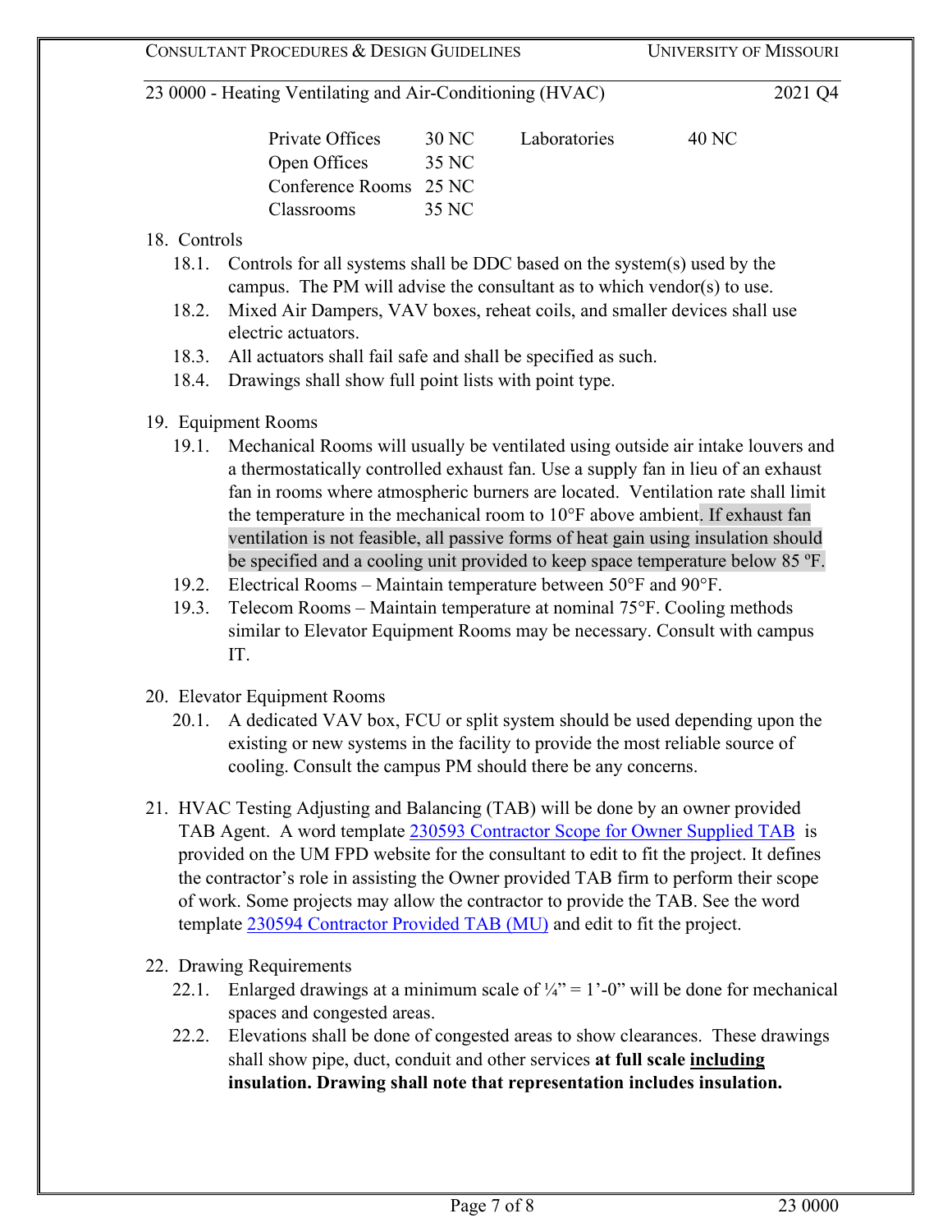| | | | |
|---|---|---|---|
| Private Offices | 30 NC | Laboratories | 40 NC |
| Open Offices | 35 NC | | |
| Conference Rooms | 25 NC | | |
| Classrooms | 35 NC | | |

18. Controls
    18.1. Controls for all systems shall be DDC based on the system(s) used by the campus. The PM will advise the consultant as to which vendor(s) to use.
    18.2. Mixed Air Dampers, VAV boxes, reheat coils, and smaller devices shall use electric actuators.
    18.3. All actuators shall fail safe and shall be specified as such.
    18.4. Drawings shall show full point lists with point type.

19. Equipment Rooms
    19.1. Mechanical Rooms will usually be ventilated using outside air intake louvers and a thermostatically controlled exhaust fan. Use a supply fan in lieu of an exhaust fan in rooms where atmospheric burners are located. Ventilation rate shall limit the temperature in the mechanical room to 10°F above ambient. If exhaust fan ventilation is not feasible, all passive forms of heat gain using insulation should be specified and a cooling unit provided to keep space temperature below 85 ºF.
    19.2. Electrical Rooms – Maintain temperature between 50°F and 90°F.
    19.3. Telecom Rooms – Maintain temperature at nominal 75°F. Cooling methods similar to Elevator Equipment Rooms may be necessary. Consult with campus IT.

20. Elevator Equipment Rooms
    20.1. A dedicated VAV box, FCU or split system should be used depending upon the existing or new systems in the facility to provide the most reliable source of cooling. Consult the campus PM should there be any concerns.

21. HVAC Testing Adjusting and Balancing (TAB) will be done by an owner provided TAB Agent. A word template 230593 Contractor Scope for Owner Supplied TAB is provided on the UM FPD website for the consultant to edit to fit the project. It defines the contractor's role in assisting the Owner provided TAB firm to perform their scope of work. Some projects may allow the contractor to provide the TAB. See the word template 230594 Contractor Provided TAB (MU) and edit to fit the project.

22. Drawing Requirements
    22.1. Enlarged drawings at a minimum scale of ¼" = 1'-0" will be done for mechanical spaces and congested areas.
    22.2. Elevations shall be done of congested areas to show clearances. These drawings shall show pipe, duct, conduit and other services **at full scale <u>including</u> insulation. Drawing shall note that representation includes insulation.**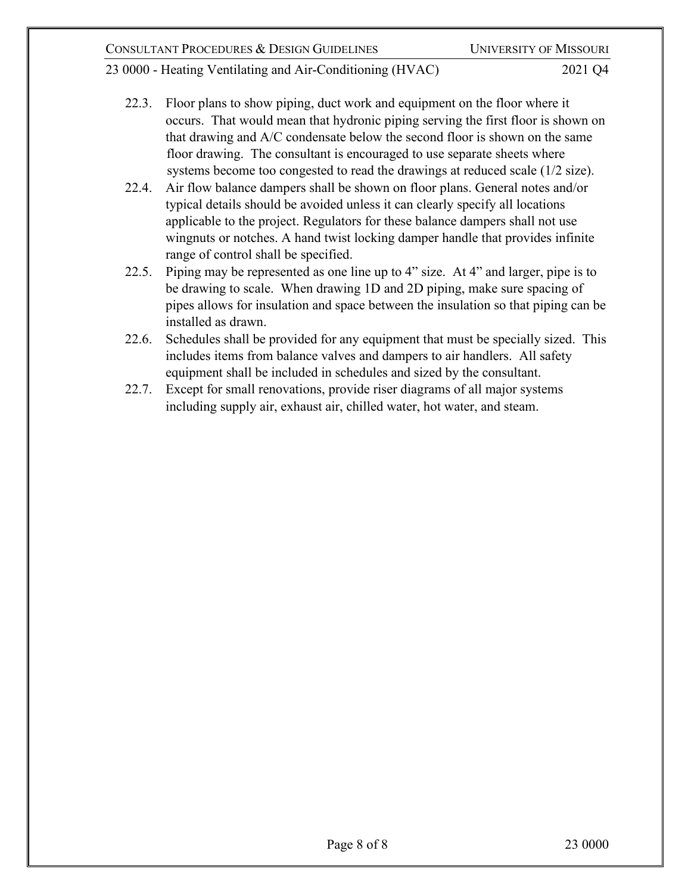22.3. Floor plans to show piping, duct work and equipment on the floor where it occurs. That would mean that hydronic piping serving the first floor is shown on that drawing and A/C condensate below the second floor is shown on the same floor drawing. The consultant is encouraged to use separate sheets where systems become too congested to read the drawings at reduced scale (1/2 size).

22.4. Air flow balance dampers shall be shown on floor plans. General notes and/or typical details should be avoided unless it can clearly specify all locations applicable to the project. Regulators for these balance dampers shall not use wingnuts or notches. A hand twist locking damper handle that provides infinite range of control shall be specified.

22.5. Piping may be represented as one line up to 4" size. At 4" and larger, pipe is to be drawing to scale. When drawing 1D and 2D piping, make sure spacing of pipes allows for insulation and space between the insulation so that piping can be installed as drawn.

22.6. Schedules shall be provided for any equipment that must be specially sized. This includes items from balance valves and dampers to air handlers. All safety equipment shall be included in schedules and sized by the consultant.

22.7. Except for small renovations, provide riser diagrams of all major systems including supply air, exhaust air, chilled water, hot water, and steam.